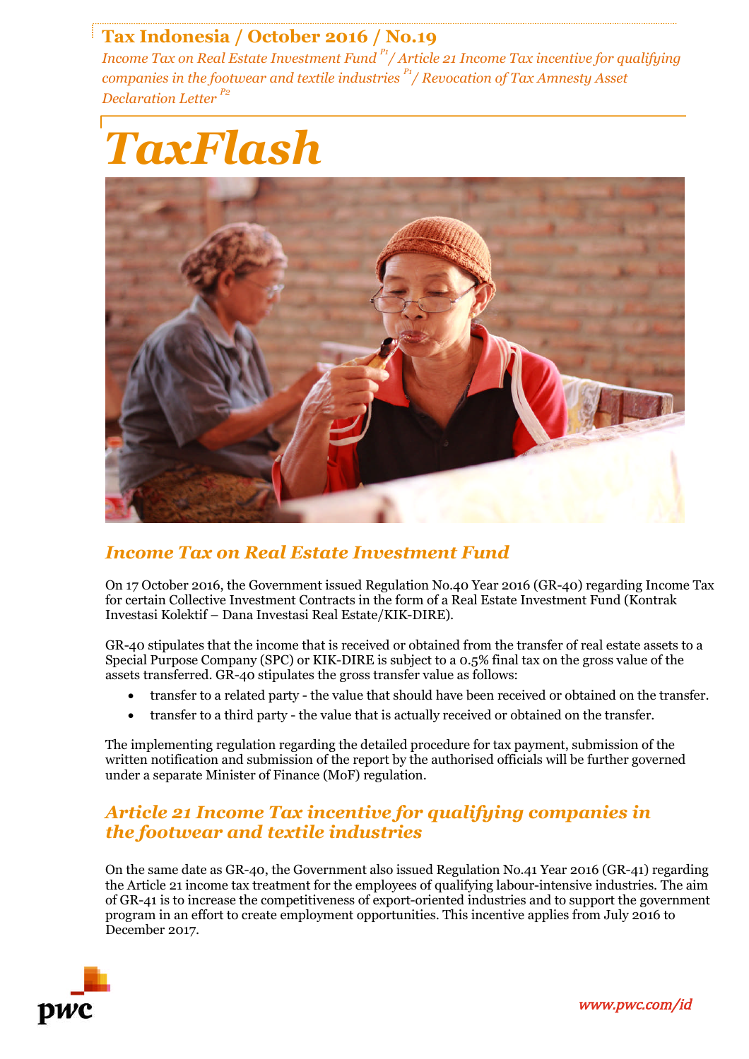# Tax Indonesia / October 2016 / No.19

*Income Tax on Real Estate Investment Fund [P1] / Article 21 Income Tax incentive for qualifying companies in the footwear and textile industries [P1] / Revocation of Tax Amnesty Asset Declaration Letter [P2]*

# *TaxFlash*

## *Income Tax on Real Estate Investment Fund*

On 17 October 2016, the Government issued Regulation No.40 Year 2016 (GR-40) regarding Income Tax for certain Collective Investment Contracts in the form of a Real Estate Investment Fund (Kontrak Investasi Kolektif – Dana Investasi Real Estate/KIK-DIRE).

GR-40 stipulates that the income that is received or obtained from the transfer of real estate assets to a Special Purpose Company (SPC) or KIK-DIRE is subject to a 0.5% final tax on the gross value of the assets transferred. GR-40 stipulates the gross transfer value as follows:

- transfer to a related party - the value that should have been received or obtained on the transfer.
- transfer to a third party - the value that is actually received or obtained on the transfer.

The implementing regulation regarding the detailed procedure for tax payment, submission of the written notification and submission of the report by the authorised officials will be further governed under a separate Minister of Finance (MoF) regulation.

## *Article 21 Income Tax incentive for qualifying companies in the footwear and textile industries*

On the same date as GR-40, the Government also issued Regulation No.41 Year 2016 (GR-41) regarding the Article 21 income tax treatment for the employees of qualifying labour-intensive industries. The aim of GR-41 is to increase the competitiveness of export-oriented industries and to support the government program in an effort to create employment opportunities. This incentive applies from July 2016 to December 2017.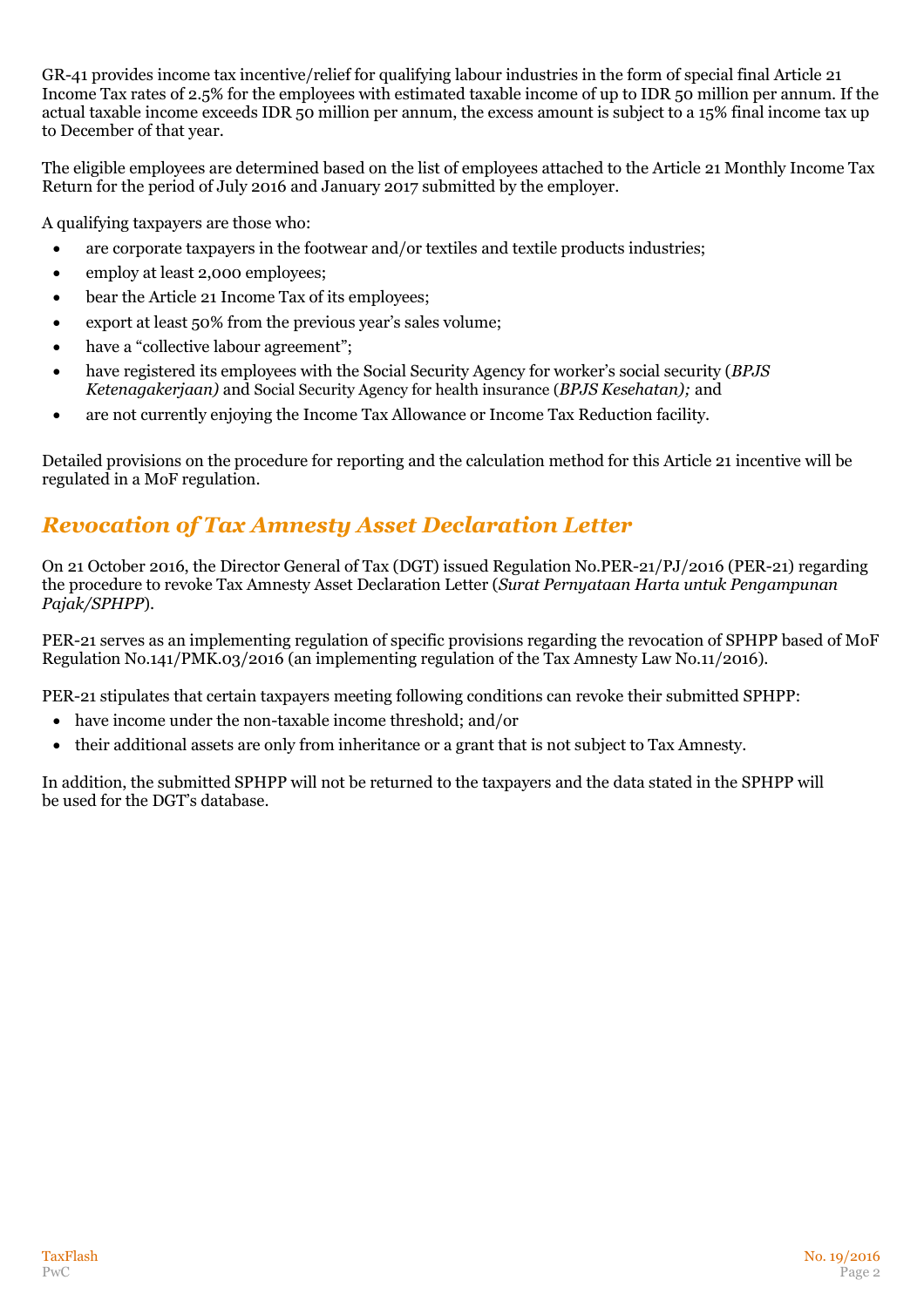GR-41 provides income tax incentive/relief for qualifying labour industries in the form of special final Article 21 Income Tax rates of 2.5% for the employees with estimated taxable income of up to IDR 50 million per annum. If the actual taxable income exceeds IDR 50 million per annum, the excess amount is subject to a 15% final income tax up to December of that year.

The eligible employees are determined based on the list of employees attached to the Article 21 Monthly Income Tax Return for the period of July 2016 and January 2017 submitted by the employer.

A qualifying taxpayers are those who:

- are corporate taxpayers in the footwear and/or textiles and textile products industries;
- employ at least 2,000 employees;
- bear the Article 21 Income Tax of its employees;
- export at least 50% from the previous year's sales volume;
- have a "collective labour agreement";
- have registered its employees with the Social Security Agency for worker's social security (*BPJS Ketenagakerjaan)* and Social Security Agency for health insurance (*BPJS Kesehatan);* and
- are not currently enjoying the Income Tax Allowance or Income Tax Reduction facility.

Detailed provisions on the procedure for reporting and the calculation method for this Article 21 incentive will be regulated in a MoF regulation.

## *Revocation of Tax Amnesty Asset Declaration Letter*

On 21 October 2016, the Director General of Tax (DGT) issued Regulation No.PER-21/PJ/2016 (PER-21) regarding the procedure to revoke Tax Amnesty Asset Declaration Letter (*Surat Pernyataan Harta untuk Pengampunan Pajak/SPHPP*).

PER-21 serves as an implementing regulation of specific provisions regarding the revocation of SPHPP based of MoF Regulation No.141/PMK.03/2016 (an implementing regulation of the Tax Amnesty Law No.11/2016).

PER-21 stipulates that certain taxpayers meeting following conditions can revoke their submitted SPHPP:

- have income under the non-taxable income threshold; and/or
- their additional assets are only from inheritance or a grant that is not subject to Tax Amnesty.

In addition, the submitted SPHPP will not be returned to the taxpayers and the data stated in the SPHPP will be used for the DGT's database.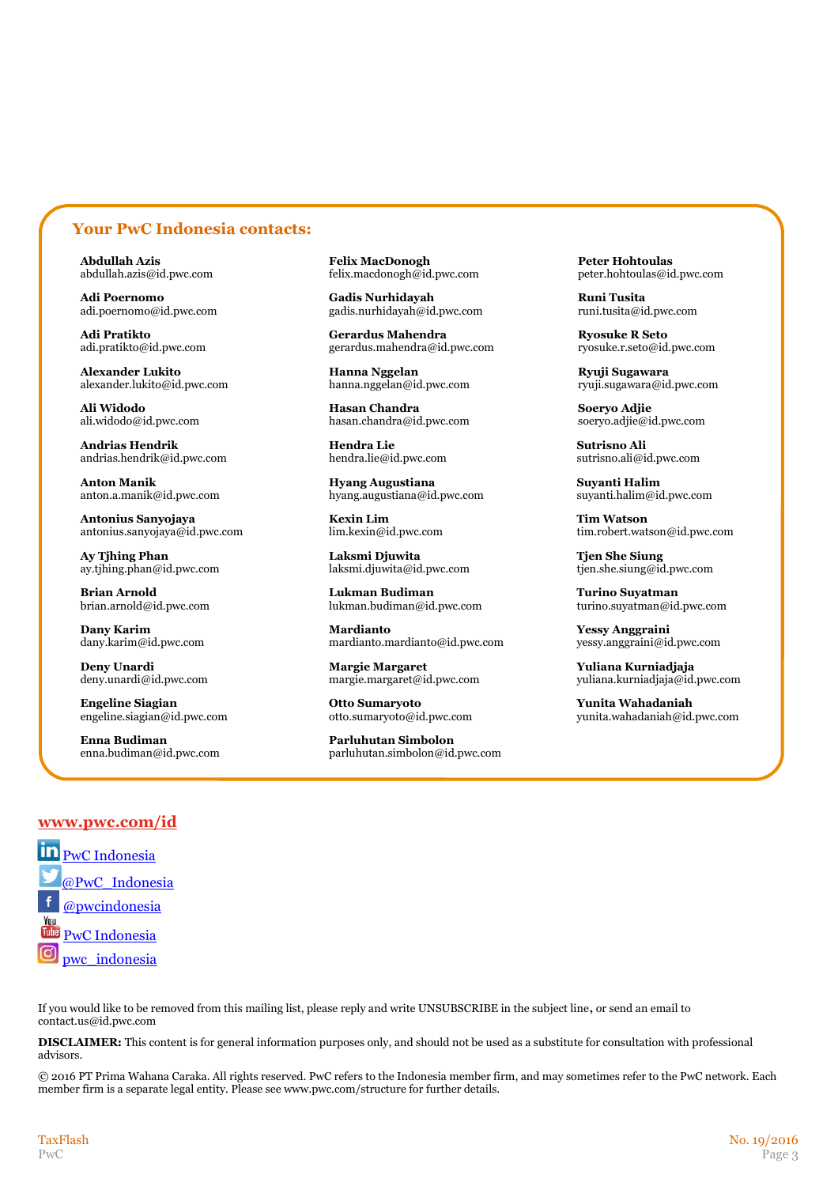## Your PwC Indonesia contacts:

**Abdullah Azis**
abdullah.azis@id.pwc.com

**Adi Poernomo**
adi.poernomo@id.pwc.com

**Adi Pratikto**
adi.pratikto@id.pwc.com

**Alexander Lukito**
alexander.lukito@id.pwc.com

**Ali Widodo**
ali.widodo@id.pwc.com

**Andrias Hendrik**
andrias.hendrik@id.pwc.com

**Anton Manik**
anton.a.manik@id.pwc.com

**Antonius Sanyojaya**
antonius.sanyojaya@id.pwc.com

**Ay Tjhing Phan**
ay.tjhing.phan@id.pwc.com

**Brian Arnold**
brian.arnold@id.pwc.com

**Dany Karim**
dany.karim@id.pwc.com

**Deny Unardi**
deny.unardi@id.pwc.com

**Engeline Siagian**
engeline.siagian@id.pwc.com

**Enna Budiman**
enna.budiman@id.pwc.com

**Felix MacDonogh**
felix.macdonogh@id.pwc.com

**Gadis Nurhidayah**
gadis.nurhidayah@id.pwc.com

**Gerardus Mahendra**
gerardus.mahendra@id.pwc.com

**Hanna Nggelan**
hanna.nggelan@id.pwc.com

**Hasan Chandra**
hasan.chandra@id.pwc.com

**Hendra Lie**
hendra.lie@id.pwc.com

**Hyang Augustiana**
hyang.augustiana@id.pwc.com

**Kexin Lim**
lim.kexin@id.pwc.com

**Laksmi Djuwita**
laksmi.djuwita@id.pwc.com

**Lukman Budiman**
lukman.budiman@id.pwc.com

**Mardianto**
mardianto.mardianto@id.pwc.com

**Margie Margaret**
margie.margaret@id.pwc.com

**Otto Sumaryoto**
otto.sumaryoto@id.pwc.com

**Parluhutan Simbolon**
parluhutan.simbolon@id.pwc.com

**Peter Hohtoulas**
peter.hohtoulas@id.pwc.com

**Runi Tusita**
runi.tusita@id.pwc.com

**Ryosuke R Seto**
ryosuke.r.seto@id.pwc.com

**Ryuji Sugawara**
ryuji.sugawara@id.pwc.com

**Soeryo Adjie**
soeryo.adjie@id.pwc.com

**Sutrisno Ali**
sutrisno.ali@id.pwc.com

**Suyanti Halim**
suyanti.halim@id.pwc.com

**Tim Watson**
tim.robert.watson@id.pwc.com

**Tjen She Siung**
tjen.she.siung@id.pwc.com

**Turino Suyatman**
turino.suyatman@id.pwc.com

**Yessy Anggraini**
yessy.anggraini@id.pwc.com

**Yuliana Kurniadjaja**
yuliana.kurniadjaja@id.pwc.com

**Yunita Wahadaniah**
yunita.wahadaniah@id.pwc.com

**www.pwc.com/id**

PwC Indonesia

@PwC_Indonesia

@pwcindonesia

PwC Indonesia

pwc_indonesia

If you would like to be removed from this mailing list, please reply and write UNSUBSCRIBE in the subject line, or send an email to contact.us@id.pwc.com

**DISCLAIMER:** This content is for general information purposes only, and should not be used as a substitute for consultation with professional advisors.

© 2016 PT Prima Wahana Caraka. All rights reserved. PwC refers to the Indonesia member firm, and may sometimes refer to the PwC network. Each member firm is a separate legal entity. Please see www.pwc.com/structure for further details.